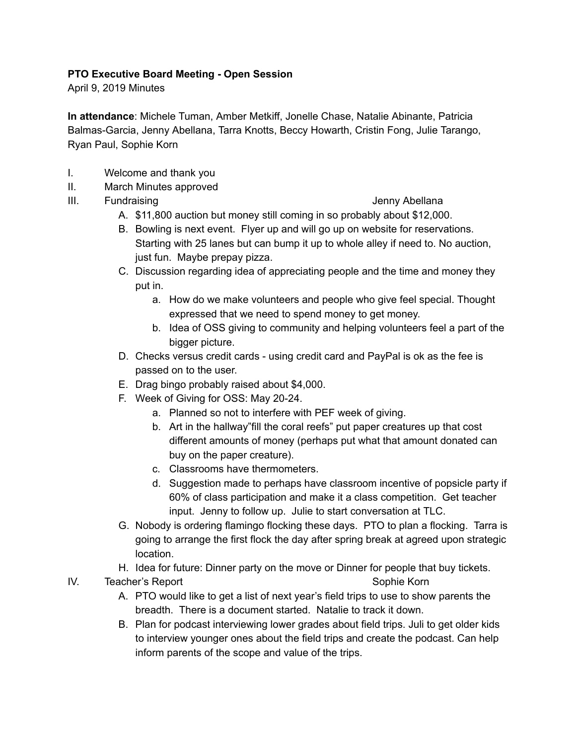**PTO Executive Board Meeting - Open Session**

April 9, 2019 Minutes

**In attendance**: Michele Tuman, Amber Metkiff, Jonelle Chase, Natalie Abinante, Patricia Balmas-Garcia, Jenny Abellana, Tarra Knotts, Beccy Howarth, Cristin Fong, Julie Tarango, Ryan Paul, Sophie Korn

I. Welcome and thank you

II. March Minutes approved

III. Fundraising — Jenny Abellana

   A. $11,800 auction but money still coming in so probably about $12,000.

   B. Bowling is next event. Flyer up and will go up on website for reservations. Starting with 25 lanes but can bump it up to whole alley if need to. No auction, just fun. Maybe prepay pizza.

   C. Discussion regarding idea of appreciating people and the time and money they put in.

      a. How do we make volunteers and people who give feel special. Thought expressed that we need to spend money to get money.

      b. Idea of OSS giving to community and helping volunteers feel a part of the bigger picture.

   D. Checks versus credit cards - using credit card and PayPal is ok as the fee is passed on to the user.

   E. Drag bingo probably raised about $4,000.

   F. Week of Giving for OSS: May 20-24.

      a. Planned so not to interfere with PEF week of giving.

      b. Art in the hallway”fill the coral reefs” put paper creatures up that cost different amounts of money (perhaps put what that amount donated can buy on the paper creature).

      c. Classrooms have thermometers.

      d. Suggestion made to perhaps have classroom incentive of popsicle party if 60% of class participation and make it a class competition. Get teacher input. Jenny to follow up. Julie to start conversation at TLC.

   G. Nobody is ordering flamingo flocking these days. PTO to plan a flocking. Tarra is going to arrange the first flock the day after spring break at agreed upon strategic location.

   H. Idea for future: Dinner party on the move or Dinner for people that buy tickets.

IV. Teacher’s Report — Sophie Korn

   A. PTO would like to get a list of next year’s field trips to use to show parents the breadth. There is a document started. Natalie to track it down.

   B. Plan for podcast interviewing lower grades about field trips. Juli to get older kids to interview younger ones about the field trips and create the podcast. Can help inform parents of the scope and value of the trips.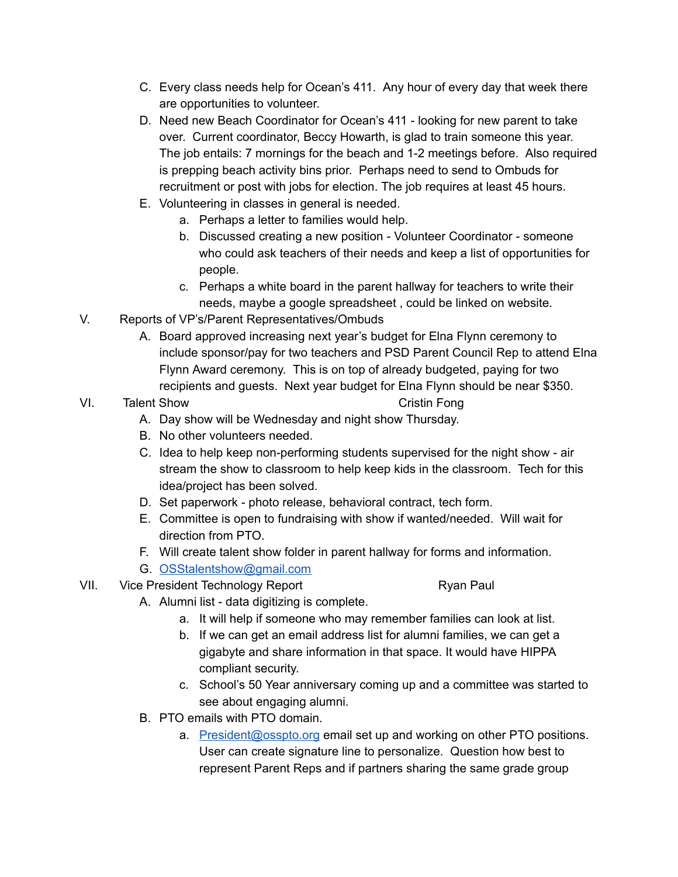C. Every class needs help for Ocean's 411. Any hour of every day that week there are opportunities to volunteer.

D. Need new Beach Coordinator for Ocean's 411 - looking for new parent to take over. Current coordinator, Beccy Howarth, is glad to train someone this year. The job entails: 7 mornings for the beach and 1-2 meetings before. Also required is prepping beach activity bins prior. Perhaps need to send to Ombuds for recruitment or post with jobs for election. The job requires at least 45 hours.

E. Volunteering in classes in general is needed.
   a. Perhaps a letter to families would help.
   b. Discussed creating a new position - Volunteer Coordinator - someone who could ask teachers of their needs and keep a list of opportunities for people.
   c. Perhaps a white board in the parent hallway for teachers to write their needs, maybe a google spreadsheet , could be linked on website.

V. Reports of VP's/Parent Representatives/Ombuds

A. Board approved increasing next year's budget for Elna Flynn ceremony to include sponsor/pay for two teachers and PSD Parent Council Rep to attend Elna Flynn Award ceremony. This is on top of already budgeted, paying for two recipients and guests. Next year budget for Elna Flynn should be near $350.

VI. Talent Show — Cristin Fong

A. Day show will be Wednesday and night show Thursday.

B. No other volunteers needed.

C. Idea to help keep non-performing students supervised for the night show - air stream the show to classroom to help keep kids in the classroom. Tech for this idea/project has been solved.

D. Set paperwork - photo release, behavioral contract, tech form.

E. Committee is open to fundraising with show if wanted/needed. Will wait for direction from PTO.

F. Will create talent show folder in parent hallway for forms and information.

G. OSStalentshow@gmail.com

VII. Vice President Technology Report — Ryan Paul

A. Alumni list - data digitizing is complete.
   a. It will help if someone who may remember families can look at list.
   b. If we can get an email address list for alumni families, we can get a gigabyte and share information in that space. It would have HIPPA compliant security.
   c. School's 50 Year anniversary coming up and a committee was started to see about engaging alumni.

B. PTO emails with PTO domain.
   a. President@osspto.org email set up and working on other PTO positions. User can create signature line to personalize. Question how best to represent Parent Reps and if partners sharing the same grade group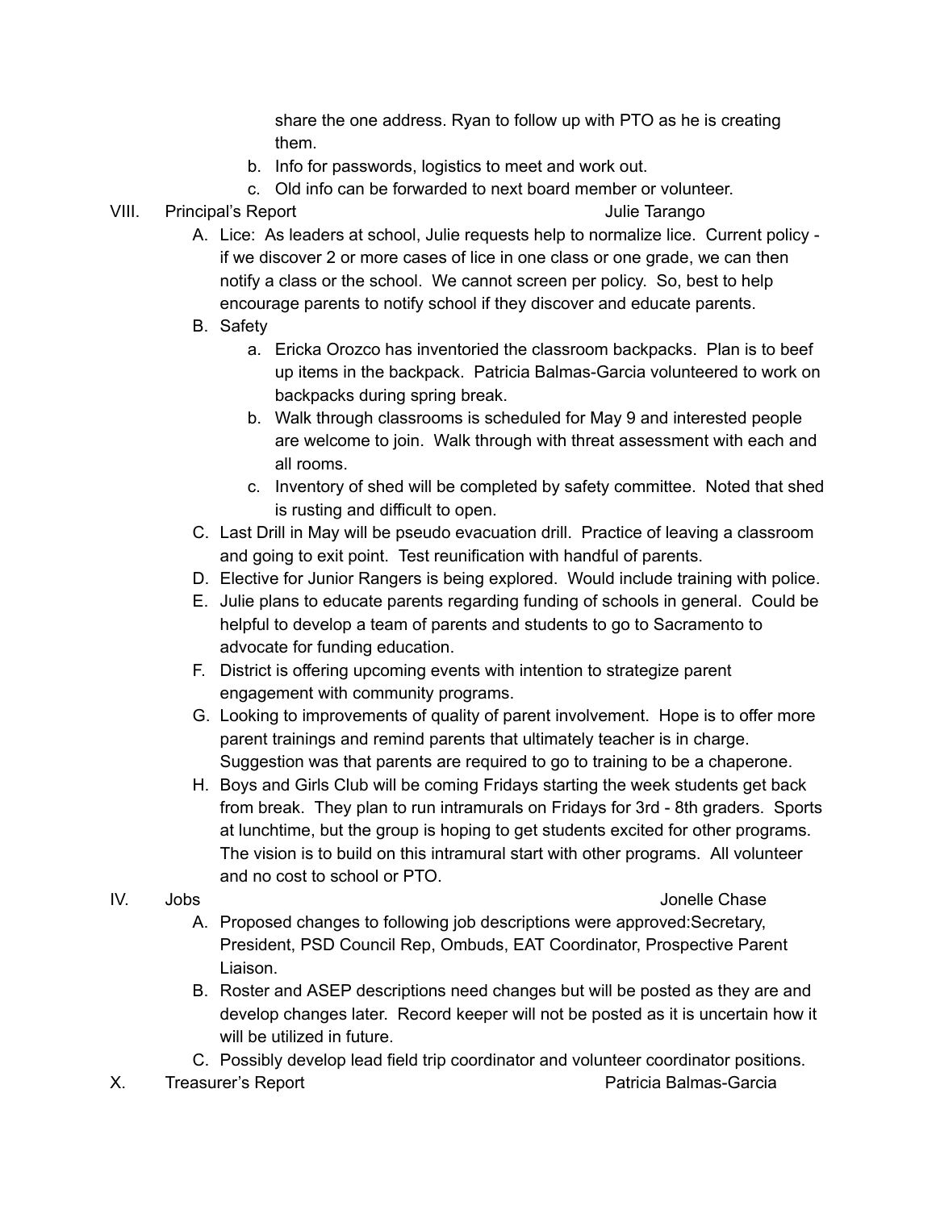share the one address. Ryan to follow up with PTO as he is creating them.

  b. Info for passwords, logistics to meet and work out.
  c. Old info can be forwarded to next board member or volunteer.

VIII. Principal's Report — Julie Tarango

  A. Lice: As leaders at school, Julie requests help to normalize lice. Current policy - if we discover 2 or more cases of lice in one class or one grade, we can then notify a class or the school. We cannot screen per policy. So, best to help encourage parents to notify school if they discover and educate parents.
  B. Safety
     a. Ericka Orozco has inventoried the classroom backpacks. Plan is to beef up items in the backpack. Patricia Balmas-Garcia volunteered to work on backpacks during spring break.
     b. Walk through classrooms is scheduled for May 9 and interested people are welcome to join. Walk through with threat assessment with each and all rooms.
     c. Inventory of shed will be completed by safety committee. Noted that shed is rusting and difficult to open.
  C. Last Drill in May will be pseudo evacuation drill. Practice of leaving a classroom and going to exit point. Test reunification with handful of parents.
  D. Elective for Junior Rangers is being explored. Would include training with police.
  E. Julie plans to educate parents regarding funding of schools in general. Could be helpful to develop a team of parents and students to go to Sacramento to advocate for funding education.
  F. District is offering upcoming events with intention to strategize parent engagement with community programs.
  G. Looking to improvements of quality of parent involvement. Hope is to offer more parent trainings and remind parents that ultimately teacher is in charge. Suggestion was that parents are required to go to training to be a chaperone.
  H. Boys and Girls Club will be coming Fridays starting the week students get back from break. They plan to run intramurals on Fridays for 3rd - 8th graders. Sports at lunchtime, but the group is hoping to get students excited for other programs. The vision is to build on this intramural start with other programs. All volunteer and no cost to school or PTO.

IV. Jobs — Jonelle Chase

  A. Proposed changes to following job descriptions were approved:Secretary, President, PSD Council Rep, Ombuds, EAT Coordinator, Prospective Parent Liaison.
  B. Roster and ASEP descriptions need changes but will be posted as they are and develop changes later. Record keeper will not be posted as it is uncertain how it will be utilized in future.
  C. Possibly develop lead field trip coordinator and volunteer coordinator positions.

X. Treasurer's Report — Patricia Balmas-Garcia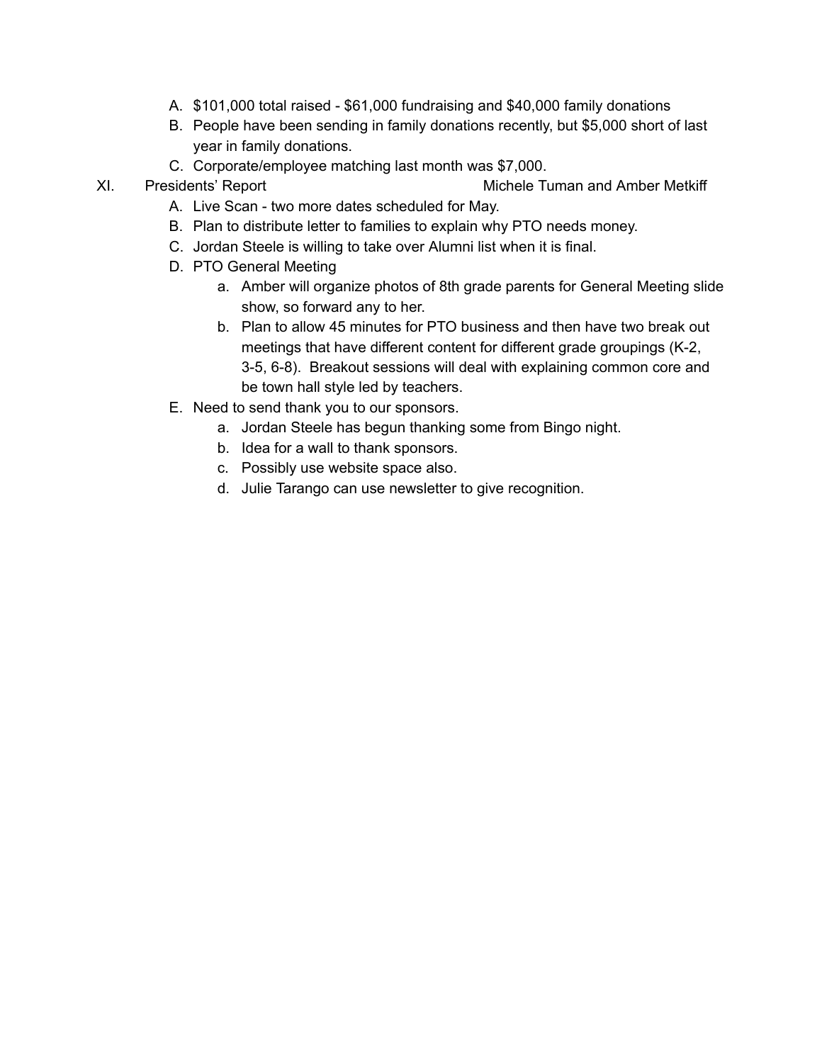A. $101,000 total raised - $61,000 fundraising and $40,000 family donations
B. People have been sending in family donations recently, but $5,000 short of last year in family donations.
C. Corporate/employee matching last month was $7,000.

XI. Presidents' Report — Michele Tuman and Amber Metkiff

A. Live Scan - two more dates scheduled for May.
B. Plan to distribute letter to families to explain why PTO needs money.
C. Jordan Steele is willing to take over Alumni list when it is final.
D. PTO General Meeting
   a. Amber will organize photos of 8th grade parents for General Meeting slide show, so forward any to her.
   b. Plan to allow 45 minutes for PTO business and then have two break out meetings that have different content for different grade groupings (K-2, 3-5, 6-8). Breakout sessions will deal with explaining common core and be town hall style led by teachers.
E. Need to send thank you to our sponsors.
   a. Jordan Steele has begun thanking some from Bingo night.
   b. Idea for a wall to thank sponsors.
   c. Possibly use website space also.
   d. Julie Tarango can use newsletter to give recognition.